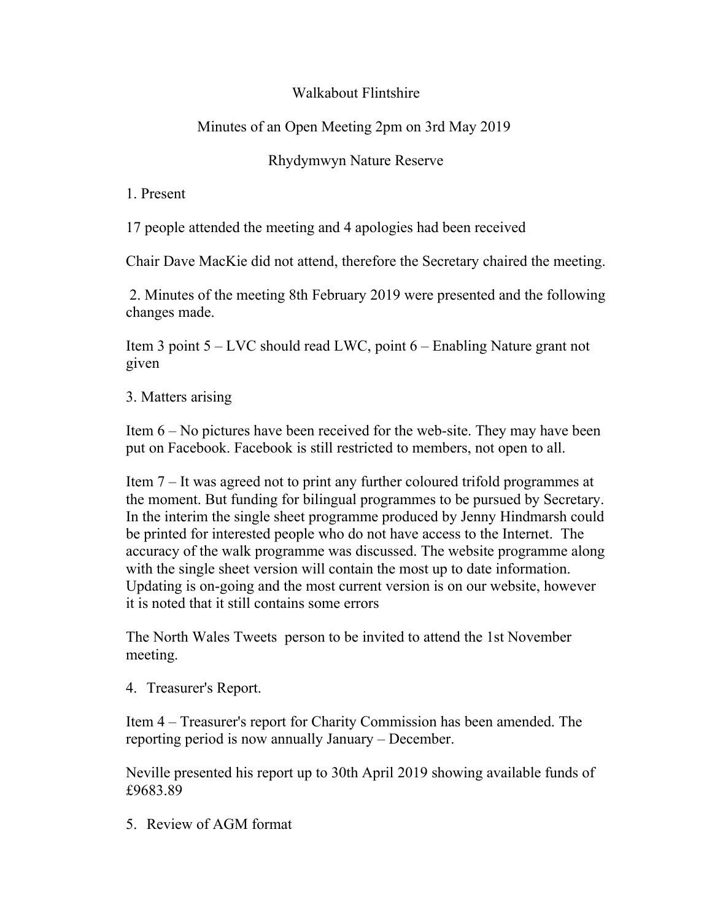# Walkabout Flintshire

## Minutes of an Open Meeting 2pm on 3rd May 2019

## Rhydymwyn Nature Reserve

1. Present

17 people attended the meeting and 4 apologies had been received

Chair Dave MacKie did not attend, therefore the Secretary chaired the meeting.

2. Minutes of the meeting 8th February 2019 were presented and the following changes made.

Item 3 point 5 – LVC should read LWC, point 6 – Enabling Nature grant not given

3. Matters arising

Item 6 – No pictures have been received for the web-site. They may have been put on Facebook. Facebook is still restricted to members, not open to all.

Item 7 – It was agreed not to print any further coloured trifold programmes at the moment. But funding for bilingual programmes to be pursued by Secretary. In the interim the single sheet programme produced by Jenny Hindmarsh could be printed for interested people who do not have access to the Internet. The accuracy of the walk programme was discussed. The website programme along with the single sheet version will contain the most up to date information. Updating is on-going and the most current version is on our website, however it is noted that it still contains some errors

The North Wales Tweets person to be invited to attend the 1st November meeting.

4. Treasurer's Report.

Item 4 – Treasurer's report for Charity Commission has been amended. The reporting period is now annually January – December.

Neville presented his report up to 30th April 2019 showing available funds of £9683.89

5. Review of AGM format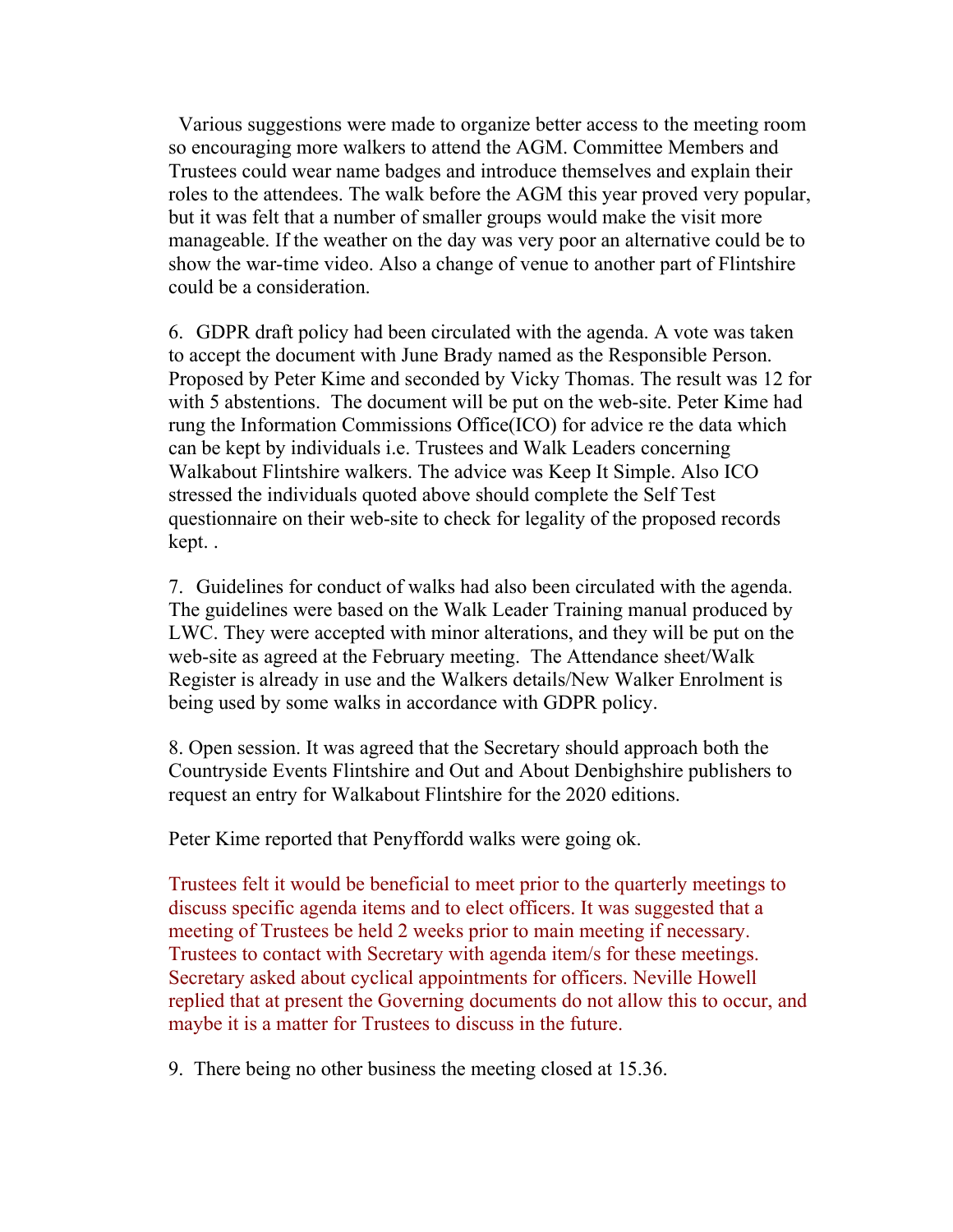Various suggestions were made to organize better access to the meeting room so encouraging more walkers to attend the AGM. Committee Members and Trustees could wear name badges and introduce themselves and explain their roles to the attendees. The walk before the AGM this year proved very popular, but it was felt that a number of smaller groups would make the visit more manageable. If the weather on the day was very poor an alternative could be to show the war-time video. Also a change of venue to another part of Flintshire could be a consideration.

6. GDPR draft policy had been circulated with the agenda. A vote was taken to accept the document with June Brady named as the Responsible Person. Proposed by Peter Kime and seconded by Vicky Thomas. The result was 12 for with 5 abstentions. The document will be put on the web-site. Peter Kime had rung the Information Commissions Office(ICO) for advice re the data which can be kept by individuals i.e. Trustees and Walk Leaders concerning Walkabout Flintshire walkers. The advice was Keep It Simple. Also ICO stressed the individuals quoted above should complete the Self Test questionnaire on their web-site to check for legality of the proposed records kept. .

7. Guidelines for conduct of walks had also been circulated with the agenda. The guidelines were based on the Walk Leader Training manual produced by LWC. They were accepted with minor alterations, and they will be put on the web-site as agreed at the February meeting. The Attendance sheet/Walk Register is already in use and the Walkers details/New Walker Enrolment is being used by some walks in accordance with GDPR policy.

8. Open session. It was agreed that the Secretary should approach both the Countryside Events Flintshire and Out and About Denbighshire publishers to request an entry for Walkabout Flintshire for the 2020 editions.

Peter Kime reported that Penyffordd walks were going ok.

Trustees felt it would be beneficial to meet prior to the quarterly meetings to discuss specific agenda items and to elect officers. It was suggested that a meeting of Trustees be held 2 weeks prior to main meeting if necessary. Trustees to contact with Secretary with agenda item/s for these meetings. Secretary asked about cyclical appointments for officers. Neville Howell replied that at present the Governing documents do not allow this to occur, and maybe it is a matter for Trustees to discuss in the future.

9. There being no other business the meeting closed at 15.36.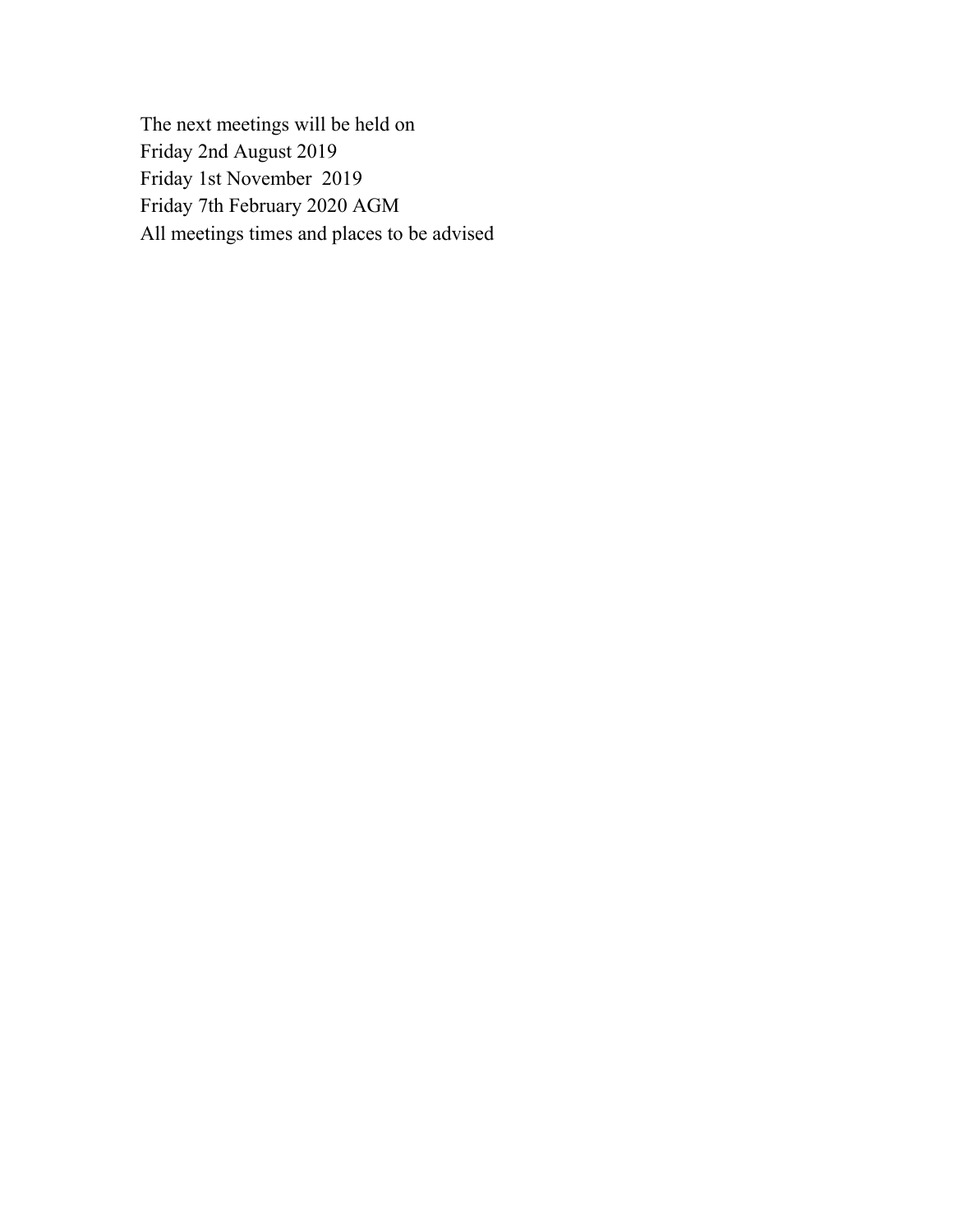The next meetings will be held on
Friday 2nd August 2019
Friday 1st November 2019
Friday 7th February 2020 AGM
All meetings times and places to be advised